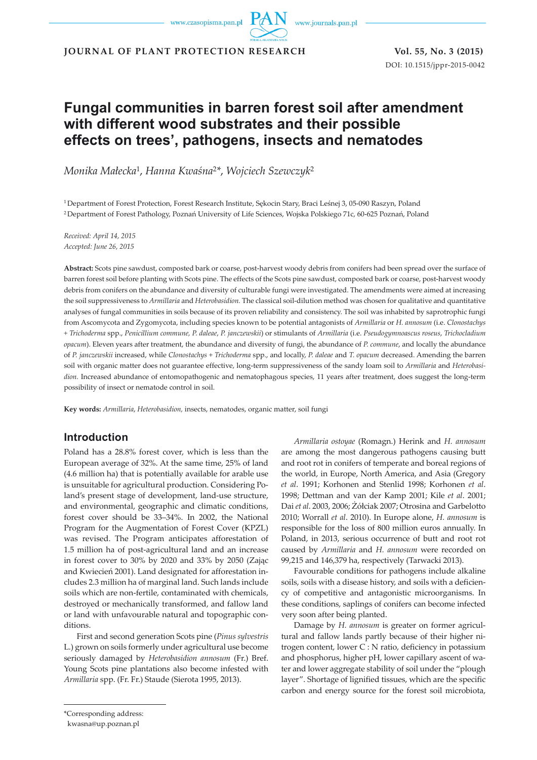# Fungal communities in barren forest soil after amendment with different wood substrates and their possible effects on trees', pathogens, insects and nematodes

*Monika Małecka*[1], *Hanna Kwaśna*[2]\*, *Wojciech Szewczyk*[2]

[1] Department of Forest Protection, Forest Research Institute, Sękocin Stary, Braci Leśnej 3, 05-090 Raszyn, Poland

[2] Department of Forest Pathology, Poznań University of Life Sciences, Wojska Polskiego 71c, 60-625 Poznań, Poland

*Received: April 14, 2015*
*Accepted: June 26, 2015*

**Abstract:** Scots pine sawdust, composted bark or coarse, post-harvest woody debris from conifers had been spread over the surface of barren forest soil before planting with Scots pine. The effects of the Scots pine sawdust, composted bark or coarse, post-harvest woody debris from conifers on the abundance and diversity of culturable fungi were investigated. The amendments were aimed at increasing the soil suppressiveness to *Armillaria* and *Heterobasidion*. The classical soil-dilution method was chosen for qualitative and quantitative analyses of fungal communities in soils because of its proven reliability and consistency. The soil was inhabited by saprotrophic fungi from Ascomycota and Zygomycota, including species known to be potential antagonists of *Armillaria* or *H. annosum* (i.e. *Clonostachys* + *Trichoderma* spp., *Penicillium commune, P. daleae, P. janczewskii*) or stimulants of *Armillaria* (i.e. *Pseudogymnoascus roseus*, *Trichocladium opacum*). Eleven years after treatment, the abundance and diversity of fungi, the abundance of *P. commune*, and locally the abundance of *P. janczewskii* increased, while *Clonostachys* + *Trichoderma* spp., and locally, *P. daleae* and *T. opacum* decreased. Amending the barren soil with organic matter does not guarantee effective, long-term suppressiveness of the sandy loam soil to *Armillaria* and *Heterobasidion.* Increased abundance of entomopathogenic and nematophagous species, 11 years after treatment, does suggest the long-term possibility of insect or nematode control in soil.

**Key words:** *Armillaria*, *Heterobasidion,* insects, nematodes, organic matter, soil fungi

## Introduction

Poland has a 28.8% forest cover, which is less than the European average of 32%. At the same time, 25% of land (4.6 million ha) that is potentially available for arable use is unsuitable for agricultural production. Considering Poland's present stage of development, land-use structure, and environmental, geographic and climatic conditions, forest cover should be 33–34%. In 2002, the National Program for the Augmentation of Forest Cover (KPZL) was revised. The Program anticipates afforestation of 1.5 million ha of post-agricultural land and an increase in forest cover to 30% by 2020 and 33% by 2050 (Zając and Kwiecień 2001). Land designated for afforestation includes 2.3 million ha of marginal land. Such lands include soils which are non-fertile, contaminated with chemicals, destroyed or mechanically transformed, and fallow land or land with unfavourable natural and topographic conditions.

First and second generation Scots pine (*Pinus sylvestris* L.) grown on soils formerly under agricultural use become seriously damaged by *Heterobasidion annosum* (Fr.) Bref. Young Scots pine plantations also become infested with *Armillaria* spp. (Fr. Fr.) Staude (Sierota 1995, 2013).

*Armillaria ostoyae* (Romagn.) Herink and *H. annosum* are among the most dangerous pathogens causing butt and root rot in conifers of temperate and boreal regions of the world, in Europe, North America, and Asia (Gregory *et al*. 1991; Korhonen and Stenlid 1998; Korhonen *et al*. 1998; Dettman and van der Kamp 2001; Kile *et al*. 2001; Dai *et al*. 2003, 2006; Żółciak 2007; Otrosina and Garbelotto 2010; Worrall *et al*. 2010). In Europe alone, *H. annosum* is responsible for the loss of 800 million euros annually. In Poland, in 2013, serious occurrence of butt and root rot caused by *Armillaria* and *H. annosum* were recorded on 99,215 and 146,379 ha, respectively (Tarwacki 2013).

Favourable conditions for pathogens include alkaline soils, soils with a disease history, and soils with a deficiency of competitive and antagonistic microorganisms. In these conditions, saplings of conifers can become infected very soon after being planted.

Damage by *H. annosum* is greater on former agricultural and fallow lands partly because of their higher nitrogen content, lower C : N ratio, deficiency in potassium and phosphorus, higher pH, lower capillary ascent of water and lower aggregate stability of soil under the "plough layer". Shortage of lignified tissues, which are the specific carbon and energy source for the forest soil microbiota,

\*Corresponding address:
kwasna@up.poznan.pl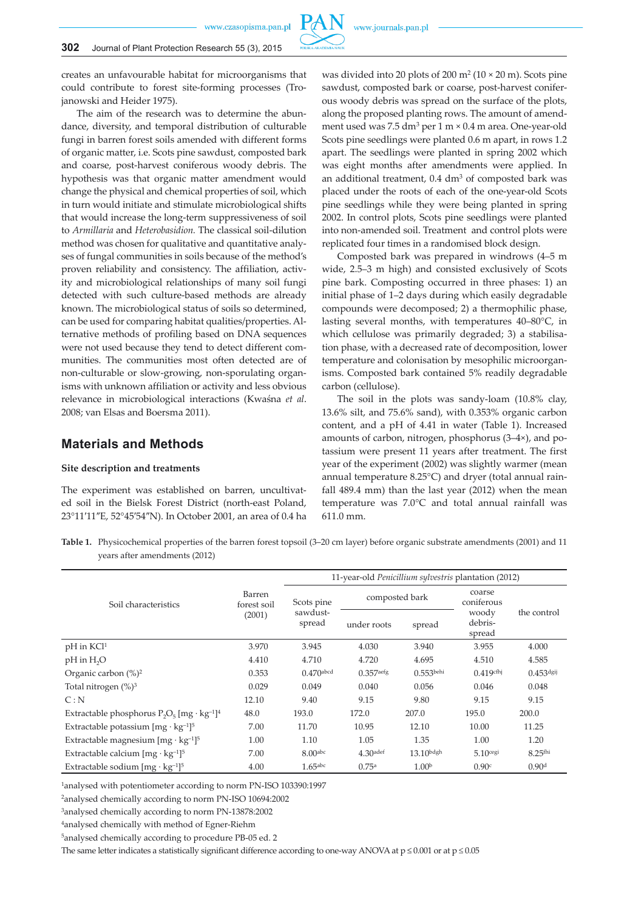creates an unfavourable habitat for microorganisms that could contribute to forest site-forming processes (Trojanowski and Heider 1975).

The aim of the research was to determine the abundance, diversity, and temporal distribution of culturable fungi in barren forest soils amended with different forms of organic matter, i.e. Scots pine sawdust, composted bark and coarse, post-harvest coniferous woody debris. The hypothesis was that organic matter amendment would change the physical and chemical properties of soil, which in turn would initiate and stimulate microbiological shifts that would increase the long-term suppressiveness of soil to *Armillaria* and *Heterobasidion*. The classical soil-dilution method was chosen for qualitative and quantitative analyses of fungal communities in soils because of the method's proven reliability and consistency. The affiliation, activity and microbiological relationships of many soil fungi detected with such culture-based methods are already known. The microbiological status of soils so determined, can be used for comparing habitat qualities/properties. Alternative methods of profiling based on DNA sequences were not used because they tend to detect different communities. The communities most often detected are of non-culturable or slow-growing, non-sporulating organisms with unknown affiliation or activity and less obvious relevance in microbiological interactions (Kwaśna *et al*. 2008; van Elsas and Boersma 2011).

## Materials and Methods

### Site description and treatments

The experiment was established on barren, uncultivated soil in the Bielsk Forest District (north-east Poland, 23°11′11″E, 52°45′54″N). In October 2001, an area of 0.4 ha was divided into 20 plots of 200 m$^2$ (10 × 20 m). Scots pine sawdust, composted bark or coarse, post-harvest coniferous woody debris was spread on the surface of the plots, along the proposed planting rows. The amount of amendment used was 7.5 dm$^3$ per 1 m × 0.4 m area. One-year-old Scots pine seedlings were planted 0.6 m apart, in rows 1.2 apart. The seedlings were planted in spring 2002 which was eight months after amendments were applied. In an additional treatment, 0.4 dm$^3$ of composted bark was placed under the roots of each of the one-year-old Scots pine seedlings while they were being planted in spring 2002. In control plots, Scots pine seedlings were planted into non-amended soil. Treatment and control plots were replicated four times in a randomised block design.

Composted bark was prepared in windrows (4–5 m wide, 2.5–3 m high) and consisted exclusively of Scots pine bark. Composting occurred in three phases: 1) an initial phase of 1–2 days during which easily degradable compounds were decomposed; 2) a thermophilic phase, lasting several months, with temperatures 40–80°C, in which cellulose was primarily degraded; 3) a stabilisation phase, with a decreased rate of decomposition, lower temperature and colonisation by mesophilic microorganisms. Composted bark contained 5% readily degradable carbon (cellulose).

The soil in the plots was sandy-loam (10.8% clay, 13.6% silt, and 75.6% sand), with 0.353% organic carbon content, and a pH of 4.41 in water (Table 1). Increased amounts of carbon, nitrogen, phosphorus (3–4×), and potassium were present 11 years after treatment. The first year of the experiment (2002) was slightly warmer (mean annual temperature 8.25°C) and dryer (total annual rainfall 489.4 mm) than the last year (2012) when the mean temperature was 7.0°C and total annual rainfall was 611.0 mm.

**Table 1.** Physicochemical properties of the barren forest topsoil (3–20 cm layer) before organic substrate amendments (2001) and 11 years after amendments (2012)

| Soil characteristics | Barren forest soil (2001) | 11-year-old *Penicillium sylvestris* plantation (2012) | | | | |
|---|---|---|---|---|---|---|
| | | Scots pine sawdust-spread | composted bark | | coarse coniferous woody debris-spread | the control |
| | | | under roots | spread | | |
| pH in KCl[1] | 3.970 | 3.945 | 4.030 | 3.940 | 3.955 | 4.000 |
| pH in $H_2O$ | 4.410 | 4.710 | 4.720 | 4.695 | 4.510 | 4.585 |
| Organic carbon (%)[2] | 0.353 | 0.470[abcd] | 0.357[aefg] | 0.553[behi] | 0.419[cfhj] | 0.453[dgij] |
| Total nitrogen (%)[3] | 0.029 | 0.049 | 0.040 | 0.056 | 0.046 | 0.048 |
| C : N | 12.10 | 9.40 | 9.15 | 9.80 | 9.15 | 9.15 |
| Extractable phosphorus $P_2O_5$ [mg · kg$^{-1}$][4] | 48.0 | 193.0 | 172.0 | 207.0 | 195.0 | 200.0 |
| Extractable potassium [mg · kg$^{-1}$][5] | 7.00 | 11.70 | 10.95 | 12.10 | 10.00 | 11.25 |
| Extractable magnesium [mg · kg$^{-1}$][5] | 1.00 | 1.10 | 1.05 | 1.35 | 1.00 | 1.20 |
| Extractable calcium [mg · kg$^{-1}$][5] | 7.00 | 8.00[abc] | 4.30[adef] | 13.10[bdgh] | 5.10[cegi] | 8.25[fhi] |
| Extractable sodium [mg · kg$^{-1}$][5] | 4.00 | 1.65[abc] | 0.75[a] | 1.00[b] | 0.90[c] | 0.90[d] |

[1]analysed with potentiometer according to norm PN-ISO 103390:1997

[2]analysed chemically according to norm PN-ISO 10694:2002

[3]analysed chemically according to norm PN-13878:2002

[4]analysed chemically with method of Egner-Riehm

[5]analysed chemically according to procedure PB-05 ed. 2

The same letter indicates a statistically significant difference according to one-way ANOVA at $p \leq 0.001$ or at $p \leq 0.05$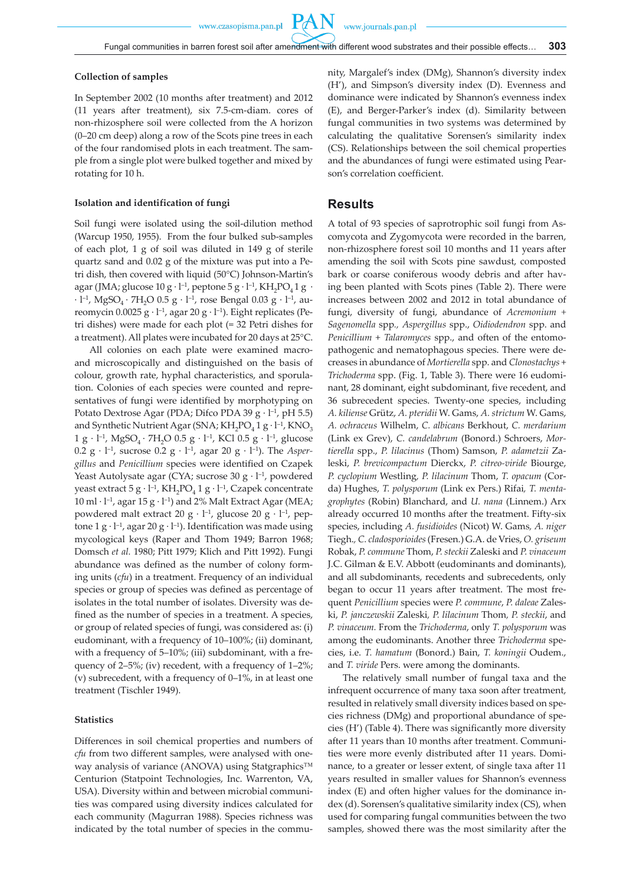### Collection of samples

In September 2002 (10 months after treatment) and 2012 (11 years after treatment), six 7.5-cm-diam. cores of non-rhizosphere soil were collected from the A horizon (0–20 cm deep) along a row of the Scots pine trees in each of the four randomised plots in each treatment. The sample from a single plot were bulked together and mixed by rotating for 10 h.

### Isolation and identification of fungi

Soil fungi were isolated using the soil-dilution method (Warcup 1950, 1955). From the four bulked sub-samples of each plot, 1 g of soil was diluted in 149 g of sterile quartz sand and 0.02 g of the mixture was put into a Petri dish, then covered with liquid (50°C) Johnson-Martin's agar (JMA; glucose 10 g · $l^{-1}$, peptone 5 g · $l^{-1}$, $KH_2PO_4$ 1 g · · $l^{-1}$, $MgSO_4 \cdot 7H_2O$ 0.5 g · $l^{-1}$, rose Bengal 0.03 g · $l^{-1}$, aureomycin 0.0025 g · $l^{-1}$, agar 20 g · $l^{-1}$). Eight replicates (Petri dishes) were made for each plot (= 32 Petri dishes for a treatment). All plates were incubated for 20 days at 25°C.

All colonies on each plate were examined macro- and microscopically and distinguished on the basis of colour, growth rate, hyphal characteristics, and sporulation. Colonies of each species were counted and representatives of fungi were identified by morphotyping on Potato Dextrose Agar (PDA; Difco PDA 39 g · $l^{-1}$, pH 5.5) and Synthetic Nutrient Agar (SNA; $KH_2PO_4$ 1 g · $l^{-1}$, $KNO_3$ 1 g · $l^{-1}$, $MgSO_4 \cdot 7H_2O$ 0.5 g · $l^{-1}$, KCl 0.5 g · $l^{-1}$, glucose 0.2 g · $l^{-1}$, sucrose 0.2 g · $l^{-1}$, agar 20 g · $l^{-1}$). The *Aspergillus* and *Penicillium* species were identified on Czapek Yeast Autolysate agar (CYA; sucrose 30 g · $l^{-1}$, powdered yeast extract 5 g · $l^{-1}$, $KH_2PO_4$ 1 g · $l^{-1}$, Czapek concentrate 10 ml · $l^{-1}$, agar 15 g · $l^{-1}$) and 2% Malt Extract Agar (MEA; powdered malt extract 20 g · $l^{-1}$, glucose 20 g · $l^{-1}$, peptone 1 g · $l^{-1}$, agar 20 g · $l^{-1}$). Identification was made using mycological keys (Raper and Thom 1949; Barron 1968; Domsch *et al.* 1980; Pitt 1979; Klich and Pitt 1992). Fungi abundance was defined as the number of colony forming units (*cfu*) in a treatment. Frequency of an individual species or group of species was defined as percentage of isolates in the total number of isolates. Diversity was defined as the number of species in a treatment. A species, or group of related species of fungi, was considered as: (i) eudominant, with a frequency of 10–100%; (ii) dominant, with a frequency of 5–10%; (iii) subdominant, with a frequency of 2–5%; (iv) recedent, with a frequency of 1–2%; (v) subrecedent, with a frequency of 0–1%, in at least one treatment (Tischler 1949).

### Statistics

Differences in soil chemical properties and numbers of *cfu* from two different samples, were analysed with one-way analysis of variance (ANOVA) using Statgraphics™ Centurion (Statpoint Technologies, Inc. Warrenton, VA, USA). Diversity within and between microbial communities was compared using diversity indices calculated for each community (Magurran 1988). Species richness was indicated by the total number of species in the community, Margalef's index (DMg), Shannon's diversity index (H'), and Simpson's diversity index (D). Evenness and dominance were indicated by Shannon's evenness index (E), and Berger-Parker's index (d). Similarity between fungal communities in two systems was determined by calculating the qualitative Sorensen's similarity index (CS). Relationships between the soil chemical properties and the abundances of fungi were estimated using Pearson's correlation coefficient.

## Results

A total of 93 species of saprotrophic soil fungi from Ascomycota and Zygomycota were recorded in the barren, non-rhizosphere forest soil 10 months and 11 years after amending the soil with Scots pine sawdust, composted bark or coarse coniferous woody debris and after having been planted with Scots pines (Table 2). There were increases between 2002 and 2012 in total abundance of fungi, diversity of fungi, abundance of *Acremonium* + *Sagenomella* spp.*, Aspergillus* spp., *Oidiodendron* spp. and *Penicillium* + *Talaromyces* spp., and often of the entomopathogenic and nematophagous species. There were decreases in abundance of *Mortierella* spp. and *Clonostachys* + *Trichoderma* spp. (Fig. 1, Table 3). There were 16 eudominant, 28 dominant, eight subdominant, five recedent, and 36 subrecedent species. Twenty-one species, including *A. kiliense* Grütz, *A. pteridii* W. Gams, *A. strictum* W. Gams, *A. ochraceus* Wilhelm, *C. albicans* Berkhout, *C. merdarium* (Link ex Grev), *C. candelabrum* (Bonord.) Schroers, *Mortierella* spp., *P. lilacinus* (Thom) Samson, *P. adametzii* Zaleski, *P. brevicompactum* Dierckx, *P. citreo-viride* Biourge, *P. cyclopium* Westling, *P. lilacinum* Thom, *T. opacum* (Corda) Hughes, *T. polysporum* (Link ex Pers.) Rifai*, T. mentagrophytes* (Robin) Blanchard, and *U. nana* (Linnem.) Arx already occurred 10 months after the treatment. Fifty-six species, including *A. fusidioides* (Nicot) W. Gams*, A. niger* Tiegh., *C. cladosporioides* (Fresen.) G.A. de Vries, *O. griseum* Robak, *P. commune* Thom, *P. steckii* Zaleski and *P. vinaceum* J.C. Gilman & E.V. Abbott (eudominants and dominants), and all subdominants, recedents and subrecedents, only began to occur 11 years after treatment. The most frequent *Penicillium* species were *P. commune*, *P. daleae* Zaleski, *P. janczewskii* Zaleski*, P. lilacinum* Thom*, P. steckii*, and *P. vinaceum.* From the *Trichoderma*, only *T. polysporum* was among the eudominants. Another three *Trichoderma* species, i.e. *T. hamatum* (Bonord.) Bain, *T. koningii* Oudem., and *T. viride* Pers. were among the dominants.

The relatively small number of fungal taxa and the infrequent occurrence of many taxa soon after treatment, resulted in relatively small diversity indices based on species richness (DMg) and proportional abundance of species (H') (Table 4). There was significantly more diversity after 11 years than 10 months after treatment. Communities were more evenly distributed after 11 years. Dominance, to a greater or lesser extent, of single taxa after 11 years resulted in smaller values for Shannon's evenness index (E) and often higher values for the dominance index (d). Sorensen's qualitative similarity index (CS), when used for comparing fungal communities between the two samples, showed there was the most similarity after the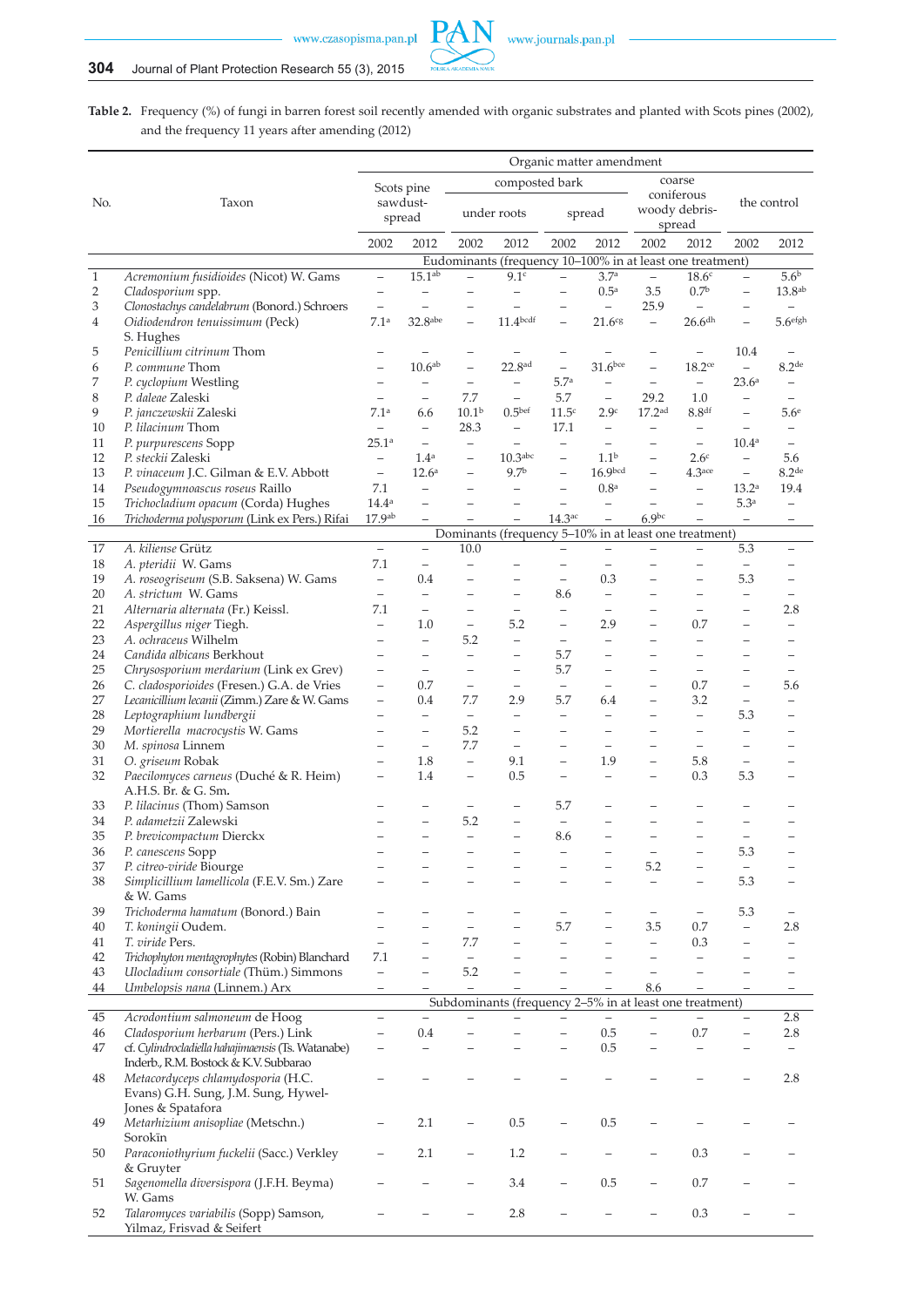**Table 2.** Frequency (%) of fungi in barren forest soil recently amended with organic substrates and planted with Scots pines (2002), and the frequency 11 years after amending (2012)

| No. | Taxon | Organic matter amendment | | | | | | | | | |
|---|---|---|---|---|---|---|---|---|---|---|---|
| | | Scots pine sawdust-spread | | composted bark | | | | coarse coniferous woody debris-spread | | the control | |
| | | | | under roots | | spread | | | | | |
| | | 2002 | 2012 | 2002 | 2012 | 2002 | 2012 | 2002 | 2012 | 2002 | 2012 |
| | **Eudominants (frequency 10–100% in at least one treatment)** | | | | | | | | | | |
| 1 | *Acremonium fusidioides* (Nicot) W. Gams | – | 15.1[ab] | – | 9.1[c] | – | 3.7[a] | – | 18.6[c] | – | 5.6[b] |
| 2 | *Cladosporium* spp. | – | – | – | – | – | 0.5[a] | 3.5 | 0.7[b] | – | 13.8[ab] |
| 3 | *Clonostachys candelabrum* (Bonord.) Schroers | – | – | – | – | – | – | 25.9 | – | – | – |
| 4 | *Oidiodendron tenuissimum* (Peck) S. Hughes | 7.1[a] | 32.8[abe] | – | 11.4[bcdf] | – | 21.6[cg] | – | 26.6[dh] | – | 5.6[efgh] |
| 5 | *Penicillium citrinum* Thom | – | – | – | – | – | – | – | – | 10.4 | – |
| 6 | *P. commune* Thom | – | 10.6[ab] | – | 22.8[ad] | – | 31.6[bce] | – | 18.2[ce] | – | 8.2[de] |
| 7 | *P. cyclopium* Westling | – | – | – | – | 5.7[a] | – | – | – | 23.6[a] | – |
| 8 | *P. daleae* Zaleski | – | – | 7.7 | – | 5.7 | – | 29.2 | 1.0 | – | – |
| 9 | *P. janczewskii* Zaleski | 7.1[a] | 6.6 | 10.1[b] | 0.5[bef] | 11.5[c] | 2.9[c] | 17.2[ad] | 8.8[df] | – | 5.6[e] |
| 10 | *P. lilacinum* Thom | – | – | 28.3 | – | 17.1 | – | – | – | – | – |
| 11 | *P. purpurescens* Sopp | 25.1[a] | – | – | – | – | – | – | – | 10.4[a] | – |
| 12 | *P. steckii* Zaleski | – | 1.4[a] | – | 10.3[abc] | – | 1.1[b] | – | 2.6[c] | – | 5.6 |
| 13 | *P. vinaceum* J.C. Gilman & E.V. Abbott | – | 12.6[a] | – | 9.7[b] | – | 16.9[bcd] | – | 4.3[ace] | – | 8.2[de] |
| 14 | *Pseudogymnoascus roseus* Raillo | 7.1 | – | – | – | – | 0.8[a] | – | – | 13.2[a] | 19.4 |
| 15 | *Trichocladium opacum* (Corda) Hughes | 14.4[a] | – | – | – | – | – | – | – | 5.3[a] | – |
| 16 | *Trichoderma polysporum* (Link ex Pers.) Rifai | 17.9[ab] | – | – | – | 14.3[ac] | – | 6.9[bc] | – | – | – |
| | **Dominants (frequency 5–10% in at least one treatment)** | | | | | | | | | | |
| 17 | *A. kiliense* Grütz | – | – | 10.0 | | – | – | – | – | 5.3 | – |
| 18 | *A. pteridii* W. Gams | 7.1 | – | – | – | – | – | – | – | – | – |
| 19 | *A. roseogriseum* (S.B. Saksena) W. Gams | – | 0.4 | – | – | – | 0.3 | – | – | 5.3 | – |
| 20 | *A. strictum* W. Gams | – | – | – | – | 8.6 | – | – | – | – | – |
| 21 | *Alternaria alternata* (Fr.) Keissl. | 7.1 | – | – | – | – | – | – | – | – | 2.8 |
| 22 | *Aspergillus niger* Tiegh. | – | 1.0 | – | 5.2 | – | 2.9 | – | 0.7 | – | – |
| 23 | *A. ochraceus* Wilhelm | – | – | 5.2 | – | – | – | – | – | – | – |
| 24 | *Candida albicans* Berkhout | – | – | – | – | 5.7 | – | – | – | – | – |
| 25 | *Chrysosporium merdarium* (Link ex Grev) | – | – | – | – | 5.7 | – | – | – | – | – |
| 26 | *C. cladosporioides* (Fresen.) G.A. de Vries | – | 0.7 | – | – | – | – | – | 0.7 | – | 5.6 |
| 27 | *Lecanicillium lecanii* (Zimm.) Zare & W. Gams | – | 0.4 | 7.7 | 2.9 | 5.7 | 6.4 | – | 3.2 | – | – |
| 28 | *Leptographium lundbergii* | – | – | – | – | – | – | – | – | 5.3 | – |
| 29 | *Mortierella macrocystis* W. Gams | – | – | 5.2 | – | – | – | – | – | – | – |
| 30 | *M. spinosa* Linnem | – | – | 7.7 | – | – | – | – | – | – | – |
| 31 | *O. griseum* Robak | – | 1.8 | – | 9.1 | – | 1.9 | – | 5.8 | – | – |
| 32 | *Paecilomyces carneus* (Duché & R. Heim) A.H.S. Br. & G. Sm. | – | 1.4 | – | 0.5 | – | – | – | 0.3 | 5.3 | – |
| 33 | *P. lilacinus* (Thom) Samson | – | – | – | – | 5.7 | – | – | – | – | – |
| 34 | *P. adametzii* Zalewski | – | – | 5.2 | – | – | – | – | – | – | – |
| 35 | *P. brevicompactum* Dierckx | – | – | – | – | 8.6 | – | – | – | – | – |
| 36 | *P. canescens* Sopp | – | – | – | – | – | – | – | – | 5.3 | – |
| 37 | *P. citreo-viride* Biourge | – | – | – | – | – | – | 5.2 | – | – | – |
| 38 | *Simplicillium lamellicola* (F.E.V. Sm.) Zare & W. Gams | – | – | – | – | – | – | – | – | 5.3 | – |
| 39 | *Trichoderma hamatum* (Bonord.) Bain | – | – | – | – | – | – | – | – | 5.3 | – |
| 40 | *T. koningii* Oudem. | – | – | – | – | 5.7 | – | 3.5 | 0.7 | – | 2.8 |
| 41 | *T. viride* Pers. | – | – | 7.7 | – | – | – | – | 0.3 | – | – |
| 42 | *Trichophyton mentagrophytes* (Robin) Blanchard | 7.1 | – | – | – | – | – | – | – | – | – |
| 43 | *Ulocladium consortiale* (Thüm.) Simmons | – | – | 5.2 | – | – | – | – | – | – | – |
| 44 | *Umbelopsis nana* (Linnem.) Arx | – | – | – | – | – | – | 8.6 | – | – | – |
| | **Subdominants (frequency 2–5% in at least one treatment)** | | | | | | | | | | |
| 45 | *Acrodontium salmoneum* de Hoog | – | – | – | – | – | – | – | – | – | 2.8 |
| 46 | *Cladosporium herbarum* (Pers.) Link | – | 0.4 | – | – | – | 0.5 | – | 0.7 | – | 2.8 |
| 47 | cf. *Cylindrocladiella hahajimaensis* (Ts. Watanabe) Inderb., R.M. Bostock & K.V. Subbarao | – | – | – | – | – | 0.5 | – | – | – | – |
| 48 | *Metacordyceps chlamydosporia* (H.C. Evans) G.H. Sung, J.M. Sung, Hywel-Jones & Spatafora | – | – | – | – | – | – | – | – | – | 2.8 |
| 49 | *Metarhizium anisopliae* (Metschn.) Sorokin | – | 2.1 | – | 0.5 | – | 0.5 | – | – | – | – |
| 50 | *Paraconiothyrium fuckelii* (Sacc.) Verkley & Gruyter | – | 2.1 | – | 1.2 | – | – | – | 0.3 | – | – |
| 51 | *Sagenomella diversispora* (J.F.H. Beyma) W. Gams | – | – | – | 3.4 | – | 0.5 | – | 0.7 | – | – |
| 52 | *Talaromyces variabilis* (Sopp) Samson, Yilmaz, Frisvad & Seifert | – | – | – | 2.8 | – | – | – | 0.3 | – | – |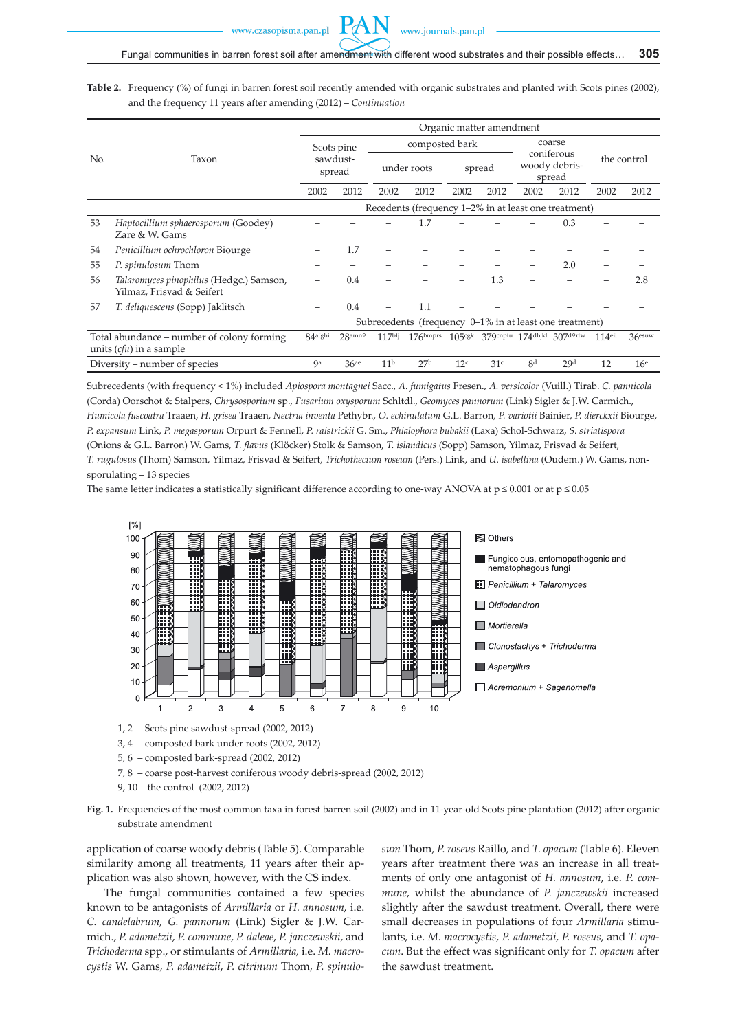**Table 2.** Frequency (%) of fungi in barren forest soil recently amended with organic substrates and planted with Scots pines (2002), and the frequency 11 years after amending (2012) – *Continuation*

| No. | Taxon | Organic matter amendment | | | | | | | | | |
|---|---|---|---|---|---|---|---|---|---|---|---|
| | | Scots pine sawdust-spread | | composted bark | | | | coarse coniferous woody debris-spread | | the control | |
| | | | | under roots | | spread | | | | | |
| | | 2002 | 2012 | 2002 | 2012 | 2002 | 2012 | 2002 | 2012 | 2002 | 2012 |
| | | Recedents (frequency 1–2% in at least one treatment) | | | | | | | | | |
| 53 | *Haptocillium sphaerosporum* (Goodey) Zare & W. Gams | – | – | – | 1.7 | – | – | – | 0.3 | – | – |
| 54 | *Penicillium ochrochloron* Biourge | – | 1.7 | – | – | – | – | – | – | – | – |
| 55 | *P. spinulosum* Thom | – | – | – | – | – | – | – | 2.0 | – | – |
| 56 | *Talaromyces pinophilus* (Hedgc.) Samson, Yilmaz, Frisvad & Seifert | – | 0.4 | – | – | – | 1.3 | – | – | – | 2.8 |
| 57 | *T. deliquescens* (Sopp) Jaklitsch | – | 0.4 | – | 1.1 | – | – | – | – | – | – |
| | | Subrecedents (frequency 0–1% in at least one treatment) | | | | | | | | | |
| | Total abundance – number of colony forming units (*cfu*) in a sample | 84[afghi] | 28[amno] | 117[bfj] | 176[bmprs] | 105[cgk] | 379[cnptu] | 174[dhjkl] | 307[dortw] | 114[eil] | 36[esuw] |
| | Diversity – number of species | 9[a] | 36[ae] | 11[b] | 27[b] | 12[c] | 31[c] | 8[d] | 29[d] | 12 | 16[e] |

Subrecedents (with frequency < 1%) included *Apiospora montagnei* Sacc., *A. fumigatus* Fresen., *A. versicolor* (Vuill.) Tirab. *C. pannicola* (Corda) Oorschot & Stalpers, *Chrysosporium* sp., *Fusarium oxysporum* Schltdl., *Geomyces pannorum* (Link) Sigler & J.W. Carmich., *Humicola fuscoatra* Traaen, *H. grisea* Traaen, *Nectria inventa* Pethybr., *O. echinulatum* G.L. Barron, *P. variotii* Bainier, *P. dierckxii* Biourge, *P. expansum* Link, *P. megasporum* Orpurt & Fennell, *P. raistrickii* G. Sm., *Phialophora bubakii* (Laxa) Schol-Schwarz, *S. striatispora* (Onions & G.L. Barron) W. Gams, *T. flavus* (Klöcker) Stolk & Samson, *T. islandicus* (Sopp) Samson, Yilmaz, Frisvad & Seifert, *T. rugulosus* (Thom) Samson, Yilmaz, Frisvad & Seifert, *Trichothecium roseum* (Pers.) Link, and *U. isabellina* (Oudem.) W. Gams, non-sporulating – 13 species

The same letter indicates a statistically significant difference according to one-way ANOVA at $p \leq 0.001$ or at $p \leq 0.05$

1, 2 – Scots pine sawdust-spread (2002, 2012)
3, 4 – composted bark under roots (2002, 2012)
5, 6 – composted bark-spread (2002, 2012)
7, 8 – coarse post-harvest coniferous woody debris-spread (2002, 2012)
9, 10 – the control (2002, 2012)

**Fig. 1.** Frequencies of the most common taxa in forest barren soil (2002) and in 11-year-old Scots pine plantation (2012) after organic substrate amendment

application of coarse woody debris (Table 5). Comparable similarity among all treatments, 11 years after their application was also shown, however, with the CS index.

The fungal communities contained a few species known to be antagonists of *Armillaria* or *H. annosum*, i.e. *C. candelabrum*, *G. pannorum* (Link) Sigler & J.W. Carmich., *P. adametzii*, *P. commune*, *P. daleae*, *P. janczewskii*, and *Trichoderma* spp., or stimulants of *Armillaria*, i.e. *M. macrocystis* W. Gams, *P. adametzii*, *P. citrinum* Thom, *P. spinulosum* Thom, *P. roseus* Raillo, and *T. opacum* (Table 6). Eleven years after treatment there was an increase in all treatments of only one antagonist of *H. annosum*, i.e. *P. commune*, whilst the abundance of *P. janczewskii* increased slightly after the sawdust treatment. Overall, there were small decreases in populations of four *Armillaria* stimulants, i.e. *M. macrocystis*, *P. adametzii*, *P. roseus*, and *T. opacum*. But the effect was significant only for *T. opacum* after the sawdust treatment.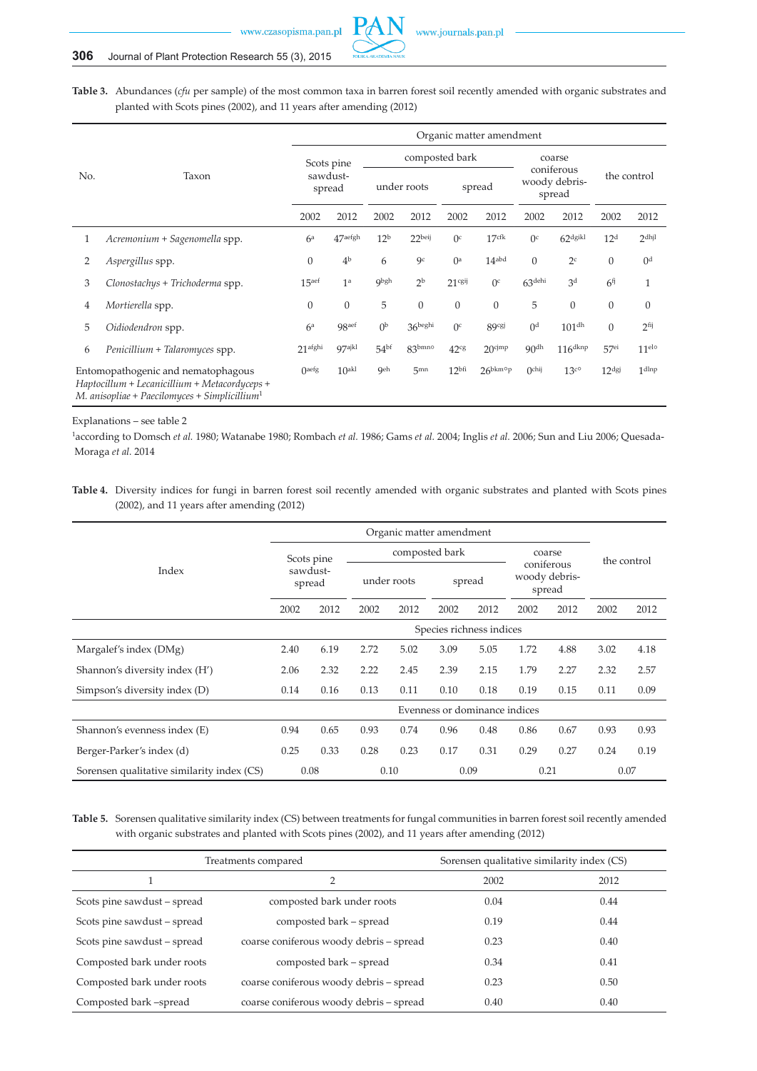**Table 3.** Abundances (*cfu* per sample) of the most common taxa in barren forest soil recently amended with organic substrates and planted with Scots pines (2002), and 11 years after amending (2012)

| No. | Taxon | Organic matter amendment | | | | | | | | | |
|---|---|---|---|---|---|---|---|---|---|---|---|
| | | Scots pine sawdust-spread | | composted bark | | | | coarse coniferous woody debris-spread | | the control | |
| | | | | under roots | | spread | | | | | |
| | | 2002 | 2012 | 2002 | 2012 | 2002 | 2012 | 2002 | 2012 | 2002 | 2012 |
| 1 | *Acremonium* + *Sagenomella* spp. | 6$^{a}$ | 47$^{aefgh}$ | 12$^{b}$ | 22$^{beij}$ | 0$^{c}$ | 17$^{cfk}$ | 0$^{c}$ | 62$^{dgikl}$ | 12$^{d}$ | 2$^{dhjl}$ |
| 2 | *Aspergillus* spp. | 0 | 4$^{b}$ | 6 | 9$^{c}$ | 0$^{a}$ | 14$^{abd}$ | 0 | 2$^{c}$ | 0 | 0$^{d}$ |
| 3 | *Clonostachys* + *Trichoderma* spp. | 15$^{aef}$ | 1$^{a}$ | 9$^{bgh}$ | 2$^{b}$ | 21$^{cgij}$ | 0$^{c}$ | 63$^{dehi}$ | 3$^{d}$ | 6$^{fj}$ | 1 |
| 4 | *Mortierella* spp. | 0 | 0 | 5 | 0 | 0 | 0 | 5 | 0 | 0 | 0 |
| 5 | *Oidiodendron* spp. | 6$^{a}$ | 98$^{aef}$ | 0$^{b}$ | 36$^{beghi}$ | 0$^{c}$ | 89$^{cgj}$ | 0$^{d}$ | 101$^{dh}$ | 0 | 2$^{fij}$ |
| 6 | *Penicillium* + *Talaromyces* spp. | 21$^{afghi}$ | 97$^{ajkl}$ | 54$^{bf}$ | 83$^{bmno}$ | 42$^{cg}$ | 20$^{cjmp}$ | 90$^{dh}$ | 116$^{dknp}$ | 57$^{ei}$ | 11$^{elo}$ |
| | Entomopathogenic and nematophagous *Haptocillum* + *Lecanicillium* + *Metacordyceps* + *M. anisopliae* + *Paecilomyces* + *Simplicillium*[1] | 0$^{aefg}$ | 10$^{akl}$ | 9$^{eh}$ | 5$^{mn}$ | 12$^{bfi}$ | 26$^{bkmop}$ | 0$^{chij}$ | 13$^{co}$ | 12$^{dgj}$ | 1$^{dlnp}$ |

Explanations – see table 2

[1]according to Domsch *et al.* 1980; Watanabe 1980; Rombach *et al.* 1986; Gams *et al.* 2004; Inglis *et al.* 2006; Sun and Liu 2006; Quesada-Moraga *et al.* 2014

**Table 4.** Diversity indices for fungi in barren forest soil recently amended with organic substrates and planted with Scots pines (2002), and 11 years after amending (2012)

| Index | Organic matter amendment | | | | | | | | | |
|---|---|---|---|---|---|---|---|---|---|---|
| | Scots pine sawdust-spread | | composted bark | | | | coarse coniferous woody debris-spread | | the control | |
| | | | under roots | | spread | | | | | |
| | 2002 | 2012 | 2002 | 2012 | 2002 | 2012 | 2002 | 2012 | 2002 | 2012 |
| | Species richness indices | | | | | | | | | |
| Margalef's index (DMg) | 2.40 | 6.19 | 2.72 | 5.02 | 3.09 | 5.05 | 1.72 | 4.88 | 3.02 | 4.18 |
| Shannon's diversity index (H') | 2.06 | 2.32 | 2.22 | 2.45 | 2.39 | 2.15 | 1.79 | 2.27 | 2.32 | 2.57 |
| Simpson's diversity index (D) | 0.14 | 0.16 | 0.13 | 0.11 | 0.10 | 0.18 | 0.19 | 0.15 | 0.11 | 0.09 |
| | Evenness or dominance indices | | | | | | | | | |
| Shannon's evenness index (E) | 0.94 | 0.65 | 0.93 | 0.74 | 0.96 | 0.48 | 0.86 | 0.67 | 0.93 | 0.93 |
| Berger-Parker's index (d) | 0.25 | 0.33 | 0.28 | 0.23 | 0.17 | 0.31 | 0.29 | 0.27 | 0.24 | 0.19 |
| Sorensen qualitative similarity index (CS) | 0.08 | | 0.10 | | 0.09 | | 0.21 | | 0.07 | |

**Table 5.** Sorensen qualitative similarity index (CS) between treatments for fungal communities in barren forest soil recently amended with organic substrates and planted with Scots pines (2002), and 11 years after amending (2012)

| Treatments compared | | Sorensen qualitative similarity index (CS) | |
|---|---|---|---|
| 1 | 2 | 2002 | 2012 |
| Scots pine sawdust – spread | composted bark under roots | 0.04 | 0.44 |
| Scots pine sawdust – spread | composted bark – spread | 0.19 | 0.44 |
| Scots pine sawdust – spread | coarse coniferous woody debris – spread | 0.23 | 0.40 |
| Composted bark under roots | composted bark – spread | 0.34 | 0.41 |
| Composted bark under roots | coarse coniferous woody debris – spread | 0.23 | 0.50 |
| Composted bark –spread | coarse coniferous woody debris – spread | 0.40 | 0.40 |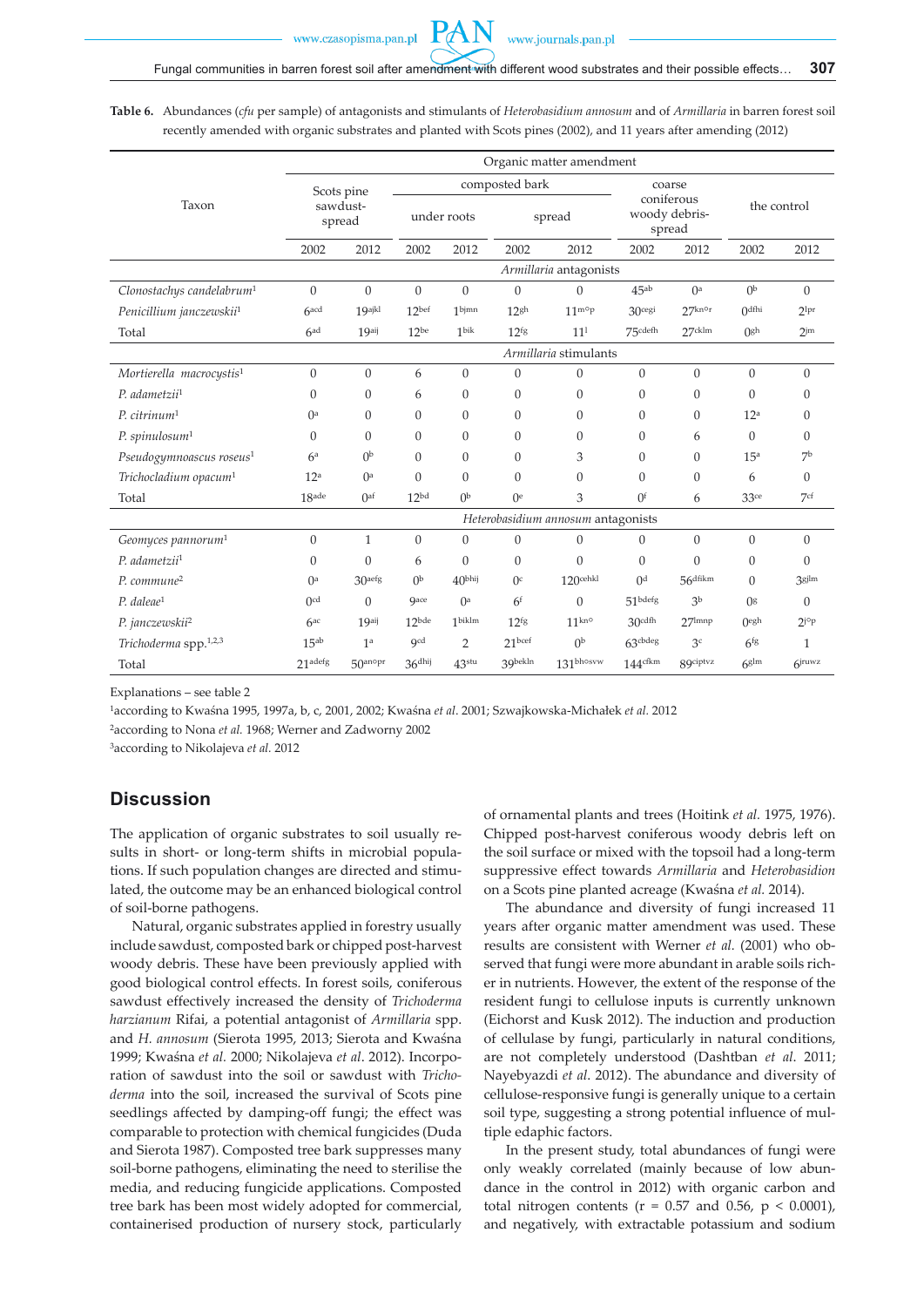**Table 6.** Abundances (*cfu* per sample) of antagonists and stimulants of *Heterobasidium annosum* and of *Armillaria* in barren forest soil recently amended with organic substrates and planted with Scots pines (2002), and 11 years after amending (2012)

| Taxon | Organic matter amendment | | | | | | | | | |
|---|---|---|---|---|---|---|---|---|---|---|
| | Scots pine sawdust-spread | | composted bark | | | | coarse coniferous woody debris-spread | | the control | |
| | | | under roots | | spread | | | | | |
| | 2002 | 2012 | 2002 | 2012 | 2002 | 2012 | 2002 | 2012 | 2002 | 2012 |
| | *Armillaria* antagonists | | | | | | | | | |
| *Clonostachys candelabrum*[1] | 0 | 0 | 0 | 0 | 0 | 0 | 45[ab] | 0[a] | 0[b] | 0 |
| *Penicillium janczewskii*[1] | 6[acd] | 19[ajkl] | 12[bef] | 1[bjmn] | 12[gh] | 11[mop] | 30[cegi] | 27[knor] | 0[dfhi] | 2[lpr] |
| Total | 6[ad] | 19[aij] | 12[be] | 1[bik] | 12[fg] | 11[l] | 75[cdefh] | 27[ckIm] | 0[gh] | 2[jm] |
| | *Armillaria* stimulants | | | | | | | | | |
| *Mortierella macrocystis*[1] | 0 | 0 | 6 | 0 | 0 | 0 | 0 | 0 | 0 | 0 |
| *P. adametzii*[1] | 0 | 0 | 6 | 0 | 0 | 0 | 0 | 0 | 0 | 0 |
| *P. citrinum*[1] | 0[a] | 0 | 0 | 0 | 0 | 0 | 0 | 0 | 12[a] | 0 |
| *P. spinulosum*[1] | 0 | 0 | 0 | 0 | 0 | 0 | 0 | 6 | 0 | 0 |
| *Pseudogymnoascus roseus*[1] | 6[a] | 0[b] | 0 | 0 | 0 | 3 | 0 | 0 | 15[a] | 7[b] |
| *Trichocladium opacum*[1] | 12[a] | 0[a] | 0 | 0 | 0 | 0 | 0 | 0 | 6 | 0 |
| Total | 18[ade] | 0[af] | 12[bd] | 0[b] | 0[e] | 3 | 0[f] | 6 | 33[ce] | 7[cf] |
| | *Heterobasidium annosum* antagonists | | | | | | | | | |
| *Geomyces pannorum*[1] | 0 | 1 | 0 | 0 | 0 | 0 | 0 | 0 | 0 | 0 |
| *P. adametzii*[1] | 0 | 0 | 6 | 0 | 0 | 0 | 0 | 0 | 0 | 0 |
| *P. commune*[2] | 0[a] | 30[aefg] | 0[b] | 40[bhij] | 0[c] | 120[cehkl] | 0[d] | 56[dfikm] | 0 | 3[gjlm] |
| *P. daleae*[1] | 0[cd] | 0 | 9[ace] | 0[a] | 6[f] | 0 | 51[bdefg] | 3[b] | 0[g] | 0 |
| *P. janczewskii*[2] | 6[ac] | 19[aij] | 12[bde] | 1[biklm] | 12[fg] | 11[kno] | 30[cdfh] | 27[lmnp] | 0[egh] | 2[iop] |
| *Trichoderma* spp.[1,2,3] | 15[ab] | 1[a] | 9[cd] | 2 | 21[bcef] | 0[b] | 63[cbdeg] | 3[c] | 6[fg] | 1 |
| Total | 21[adefg] | 50[anopr] | 36[dhij] | 43[stu] | 39[bekln] | 131[bhosvw] | 144[cfkm] | 89[ciptvz] | 6[glm] | 6[jruwz] |

Explanations – see table 2

[1]according to Kwaśna 1995, 1997a, b, c, 2001, 2002; Kwaśna *et al*. 2001; Szwajkowska-Michałek *et al.* 2012

[2]according to Nona *et al.* 1968; Werner and Zadworny 2002

[3]according to Nikolajeva *et al.* 2012

## Discussion

The application of organic substrates to soil usually results in short- or long-term shifts in microbial populations. If such population changes are directed and stimulated, the outcome may be an enhanced biological control of soil-borne pathogens.

Natural, organic substrates applied in forestry usually include sawdust, composted bark or chipped post-harvest woody debris. These have been previously applied with good biological control effects. In forest soils, coniferous sawdust effectively increased the density of *Trichoderma harzianum* Rifai, a potential antagonist of *Armillaria* spp. and *H. annosum* (Sierota 1995, 2013; Sierota and Kwaśna 1999; Kwaśna *et al.* 2000; Nikolajeva *et al.* 2012). Incorporation of sawdust into the soil or sawdust with *Trichoderma* into the soil, increased the survival of Scots pine seedlings affected by damping-off fungi; the effect was comparable to protection with chemical fungicides (Duda and Sierota 1987). Composted tree bark suppresses many soil-borne pathogens, eliminating the need to sterilise the media, and reducing fungicide applications. Composted tree bark has been most widely adopted for commercial, containerised production of nursery stock, particularly of ornamental plants and trees (Hoitink *et al.* 1975, 1976). Chipped post-harvest coniferous woody debris left on the soil surface or mixed with the topsoil had a long-term suppressive effect towards *Armillaria* and *Heterobasidion* on a Scots pine planted acreage (Kwaśna *et al.* 2014).

The abundance and diversity of fungi increased 11 years after organic matter amendment was used. These results are consistent with Werner *et al.* (2001) who observed that fungi were more abundant in arable soils richer in nutrients. However, the extent of the response of the resident fungi to cellulose inputs is currently unknown (Eichorst and Kusk 2012). The induction and production of cellulase by fungi, particularly in natural conditions, are not completely understood (Dashtban *et al.* 2011; Nayebyazdi *et al*. 2012). The abundance and diversity of cellulose-responsive fungi is generally unique to a certain soil type, suggesting a strong potential influence of multiple edaphic factors.

In the present study, total abundances of fungi were only weakly correlated (mainly because of low abundance in the control in 2012) with organic carbon and total nitrogen contents ($r = 0.57$ and $0.56$, $p < 0.0001$), and negatively, with extractable potassium and sodium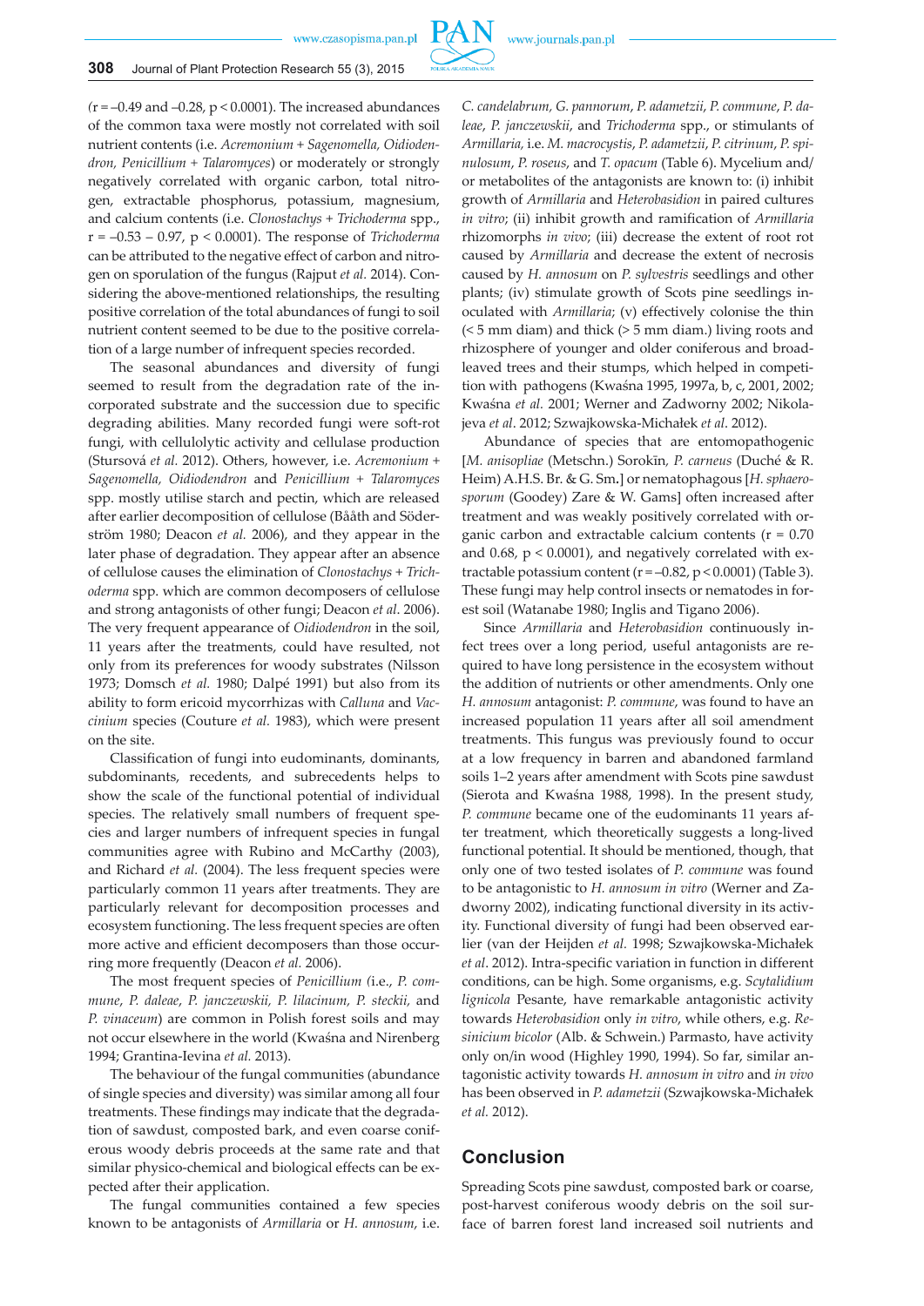(r = –0.49 and –0.28, $p < 0.0001$). The increased abundances of the common taxa were mostly not correlated with soil nutrient contents (i.e. *Acremonium* + *Sagenomella, Oidiodendron, Penicillium* + *Talaromyces*) or moderately or strongly negatively correlated with organic carbon, total nitrogen, extractable phosphorus, potassium, magnesium, and calcium contents (i.e. *Clonostachys* + *Trichoderma* spp., r = –0.53 – 0.97, $p < 0.0001$). The response of *Trichoderma* can be attributed to the negative effect of carbon and nitrogen on sporulation of the fungus (Rajput *et al.* 2014). Considering the above-mentioned relationships, the resulting positive correlation of the total abundances of fungi to soil nutrient content seemed to be due to the positive correlation of a large number of infrequent species recorded.

The seasonal abundances and diversity of fungi seemed to result from the degradation rate of the incorporated substrate and the succession due to specific degrading abilities. Many recorded fungi were soft-rot fungi, with cellulolytic activity and cellulase production (Stursová *et al.* 2012). Others, however, i.e. *Acremonium* + *Sagenomella, Oidiodendron* and *Penicillium* + *Talaromyces* spp. mostly utilise starch and pectin, which are released after earlier decomposition of cellulose (Bååth and Söderström 1980; Deacon *et al.* 2006), and they appear in the later phase of degradation. They appear after an absence of cellulose causes the elimination of *Clonostachys* + *Trichoderma* spp. which are common decomposers of cellulose and strong antagonists of other fungi; Deacon *et al*. 2006). The very frequent appearance of *Oidiodendron* in the soil, 11 years after the treatments, could have resulted, not only from its preferences for woody substrates (Nilsson 1973; Domsch *et al.* 1980; Dalpé 1991) but also from its ability to form ericoid mycorrhizas with *Calluna* and *Vaccinium* species (Couture *et al.* 1983), which were present on the site.

Classification of fungi into eudominants, dominants, subdominants, recedents, and subrecedents helps to show the scale of the functional potential of individual species. The relatively small numbers of frequent species and larger numbers of infrequent species in fungal communities agree with Rubino and McCarthy (2003), and Richard *et al.* (2004). The less frequent species were particularly common 11 years after treatments. They are particularly relevant for decomposition processes and ecosystem functioning. The less frequent species are often more active and efficient decomposers than those occurring more frequently (Deacon *et al.* 2006).

The most frequent species of *Penicillium* (i.e., *P. commune, P. daleae, P. janczewskii, P. lilacinum, P. steckii,* and *P. vinaceum*) are common in Polish forest soils and may not occur elsewhere in the world (Kwaśna and Nirenberg 1994; Grantina-Ievina *et al.* 2013).

The behaviour of the fungal communities (abundance of single species and diversity) was similar among all four treatments. These findings may indicate that the degradation of sawdust, composted bark, and even coarse coniferous woody debris proceeds at the same rate and that similar physico-chemical and biological effects can be expected after their application.

The fungal communities contained a few species known to be antagonists of *Armillaria* or *H. annosum*, i.e. *C. candelabrum, G. pannorum, P. adametzii, P. commune, P. daleae, P. janczewskii*, and *Trichoderma* spp., or stimulants of *Armillaria*, i.e. *M. macrocystis, P. adametzii, P. citrinum, P. spinulosum, P. roseus*, and *T. opacum* (Table 6). Mycelium and/or metabolites of the antagonists are known to: (i) inhibit growth of *Armillaria* and *Heterobasidion* in paired cultures *in vitro*; (ii) inhibit growth and ramification of *Armillaria* rhizomorphs *in vivo*; (iii) decrease the extent of root rot caused by *Armillaria* and decrease the extent of necrosis caused by *H. annosum* on *P. sylvestris* seedlings and other plants; (iv) stimulate growth of Scots pine seedlings inoculated with *Armillaria*; (v) effectively colonise the thin (< 5 mm diam) and thick (> 5 mm diam.) living roots and rhizosphere of younger and older coniferous and broadleaved trees and their stumps, which helped in competition with pathogens (Kwaśna 1995, 1997a, b, c, 2001, 2002; Kwaśna *et al.* 2001; Werner and Zadworny 2002; Nikolajeva *et al.* 2012; Szwajkowska-Michałek *et al.* 2012).

Abundance of species that are entomopathogenic [*M. anisopliae* (Metschn.) Sorokīn, *P. carneus* (Duché & R. Heim) A.H.S. Br. & G. Sm.] or nematophagous [*H. sphaerosporum* (Goodey) Zare & W. Gams] often increased after treatment and was weakly positively correlated with organic carbon and extractable calcium contents (r = 0.70 and 0.68, $p < 0.0001$), and negatively correlated with extractable potassium content (r = –0.82, $p < 0.0001$) (Table 3). These fungi may help control insects or nematodes in forest soil (Watanabe 1980; Inglis and Tigano 2006).

Since *Armillaria* and *Heterobasidion* continuously infect trees over a long period, useful antagonists are required to have long persistence in the ecosystem without the addition of nutrients or other amendments. Only one *H. annosum* antagonist: *P. commune*, was found to have an increased population 11 years after all soil amendment treatments. This fungus was previously found to occur at a low frequency in barren and abandoned farmland soils 1–2 years after amendment with Scots pine sawdust (Sierota and Kwaśna 1988, 1998). In the present study, *P. commune* became one of the eudominants 11 years after treatment, which theoretically suggests a long-lived functional potential. It should be mentioned, though, that only one of two tested isolates of *P. commune* was found to be antagonistic to *H. annosum in vitro* (Werner and Zadworny 2002), indicating functional diversity in its activity. Functional diversity of fungi had been observed earlier (van der Heijden *et al.* 1998; Szwajkowska-Michałek *et al*. 2012). Intra-specific variation in function in different conditions, can be high. Some organisms, e.g. *Scytalidium lignicola* Pesante, have remarkable antagonistic activity towards *Heterobasidion* only *in vitro*, while others, e.g. *Resinicium bicolor* (Alb. & Schwein.) Parmasto, have activity only on/in wood (Highley 1990, 1994). So far, similar antagonistic activity towards *H. annosum in vitro* and *in vivo* has been observed in *P. adametzii* (Szwajkowska-Michałek *et al.* 2012).

## Conclusion

Spreading Scots pine sawdust, composted bark or coarse, post-harvest coniferous woody debris on the soil surface of barren forest land increased soil nutrients and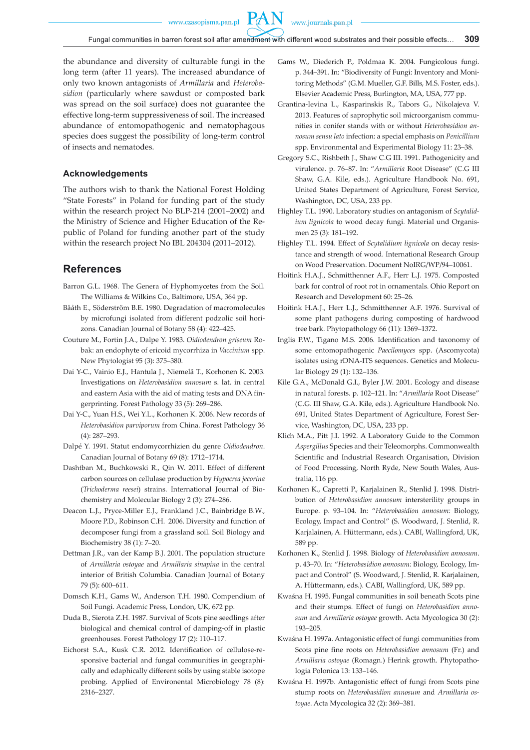the abundance and diversity of culturable fungi in the long term (after 11 years). The increased abundance of only two known antagonists of *Armillaria* and *Heterobasidion* (particularly where sawdust or composted bark was spread on the soil surface) does not guarantee the effective long-term suppressiveness of soil. The increased abundance of entomopathogenic and nematophagous species does suggest the possibility of long-term control of insects and nematodes.

### Acknowledgements

The authors wish to thank the National Forest Holding "State Forests" in Poland for funding part of the study within the research project No BLP-214 (2001–2002) and the Ministry of Science and Higher Education of the Republic of Poland for funding another part of the study within the research project No IBL 204304 (2011–2012).

## References

Barron G.L. 1968. The Genera of Hyphomycetes from the Soil. The Williams & Wilkins Co., Baltimore, USA, 364 pp.

Bååth E., Söderström B.E. 1980. Degradation of macromolecules by microfungi isolated from different podzolic soil horizons. Canadian Journal of Botany 58 (4): 422–425.

Couture M., Fortin J.A., Dalpe Y. 1983. *Oidiodendron griseum* Robak: an endophyte of ericoid mycorrhiza in *Vaccinium* spp. New Phytologist 95 (3): 375–380.

Dai Y-C., Vainio E.J., Hantula J., Niemelä T., Korhonen K. 2003. Investigations on *Heterobasidion annosum* s. lat. in central and eastern Asia with the aid of mating tests and DNA fingerprinting. Forest Pathology 33 (5): 269–286.

Dai Y-C., Yuan H.S., Wei Y.L., Korhonen K. 2006. New records of *Heterobasidion parviporum* from China. Forest Pathology 36 (4): 287–293.

Dalpé Y. 1991. Statut endomycorrhizien du genre *Oidiodendron*. Canadian Journal of Botany 69 (8): 1712–1714.

Dashtban M., Buchkowski R., Qin W. 2011. Effect of different carbon sources on cellulase production by *Hypocrea jecorina* (*Trichoderma reesei*) strains. International Journal of Biochemistry and Molecular Biology 2 (3): 274–286.

Deacon L.J., Pryce-Miller E.J., Frankland J.C., Bainbridge B.W., Moore P.D., Robinson C.H. 2006. Diversity and function of decomposer fungi from a grassland soil. Soil Biology and Biochemistry 38 (1): 7–20.

Dettman J.R., van der Kamp B.J. 2001. The population structure of *Armillaria ostoyae* and *Armillaria sinapina* in the central interior of British Columbia. Canadian Journal of Botany 79 (5): 600–611.

Domsch K.H., Gams W., Anderson T.H. 1980. Compendium of Soil Fungi. Academic Press, London, UK, 672 pp.

Duda B., Sierota Z.H. 1987. Survival of Scots pine seedlings after biological and chemical control of damping-off in plastic greenhouses. Forest Pathology 17 (2): 110–117.

Eichorst S.A., Kusk C.R. 2012. Identification of cellulose-responsive bacterial and fungal communities in geographically and edaphically different soils by using stable isotope probing. Applied of Environental Microbiology 78 (8): 2316–2327.

Gams W., Diederich P., Poldmaa K. 2004. Fungicolous fungi. p. 344–391. In: "Biodiversity of Fungi: Inventory and Monitoring Methods" (G.M. Mueller, G.F. Bills, M.S. Foster, eds.). Elsevier Academic Press, Burlington, MA, USA, 777 pp.

Grantina-Ievina L., Kasparinskis R., Tabors G., Nikolajeva V. 2013. Features of saprophytic soil microorganism communities in conifer stands with or without *Heterobasidion annosum sensu lato* infection: a special emphasis on *Penicillium* spp. Environmental and Experimental Biology 11: 23–38.

Gregory S.C., Rishbeth J., Shaw C.G III. 1991. Pathogenicity and virulence. p. 76–87. In: "*Armillaria* Root Disease" (C.G III Shaw, G.A. Kile, eds.). Agriculture Handbook No. 691, United States Department of Agriculture, Forest Service, Washington, DC, USA, 233 pp.

Highley T.L. 1990. Laboratory studies on antagonism of *Scytalidium lignicola* to wood decay fungi. Material und Organismen 25 (3): 181–192.

Highley T.L. 1994. Effect of *Scytalidium lignicola* on decay resistance and strength of wood. International Research Group on Wood Preservation. Document NoIRG/WP/94–10061.

Hoitink H.A.J., Schmitthenner A.F., Herr L.J. 1975. Composted bark for control of root rot in ornamentals. Ohio Report on Research and Development 60: 25–26.

Hoitink H.A.J., Herr L.J., Schmitthenner A.F. 1976. Survival of some plant pathogens during composting of hardwood tree bark. Phytopathology 66 (11): 1369–1372.

Inglis P.W., Tigano M.S. 2006. Identification and taxonomy of some entomopathogenic *Paecilomyces* spp. (Ascomycota) isolates using rDNA-ITS sequences. Genetics and Molecular Biology 29 (1): 132–136.

Kile G.A., McDonald G.I., Byler J.W. 2001. Ecology and disease in natural forests. p. 102–121. In: "*Armillaria* Root Disease" (C.G. III Shaw, G.A. Kile, eds.). Agriculture Handbook No. 691, United States Department of Agriculture, Forest Service, Washington, DC, USA, 233 pp.

Klich M.A., Pitt J.I. 1992. A Laboratory Guide to the Common *Aspergillus* Species and their Teleomorphs. Commonwealth Scientific and Industrial Research Organisation, Division of Food Processing, North Ryde, New South Wales, Australia, 116 pp.

Korhonen K., Capretti P., Karjalainen R., Stenlid J. 1998. Distribution of *Heterobasidion annosum* intersterility groups in Europe. p. 93–104. In: "*Heterobasidion annosum:* Biology, Ecology, Impact and Control" (S. Woodward, J. Stenlid, R. Karjalainen, A. Hüttermann, eds.). CABI, Wallingford, UK, 589 pp.

Korhonen K., Stenlid J. 1998. Biology of *Heterobasidion annosum*. p. 43–70. In: "*Heterobasidion annosum:* Biology, Ecology, Impact and Control" (S. Woodward, J. Stenlid, R. Karjalainen, A. Hüttermann, eds.). CABI, Wallingford, UK, 589 pp.

Kwaśna H. 1995. Fungal communities in soil beneath Scots pine and their stumps. Effect of fungi on *Heterobasidion annosum* and *Armillaria ostoyae* growth. Acta Mycologica 30 (2): 193–205.

Kwaśna H. 1997a. Antagonistic effect of fungi communities from Scots pine fine roots on *Heterobasidion annosum* (Fr.) and *Armillaria ostoyae* (Romagn.) Herink growth. Phytopathologia Polonica 13: 133–146.

Kwaśna H. 1997b. Antagonistic effect of fungi from Scots pine stump roots on *Heterobasidion annosum* and *Armillaria ostoyae*. Acta Mycologica 32 (2): 369–381.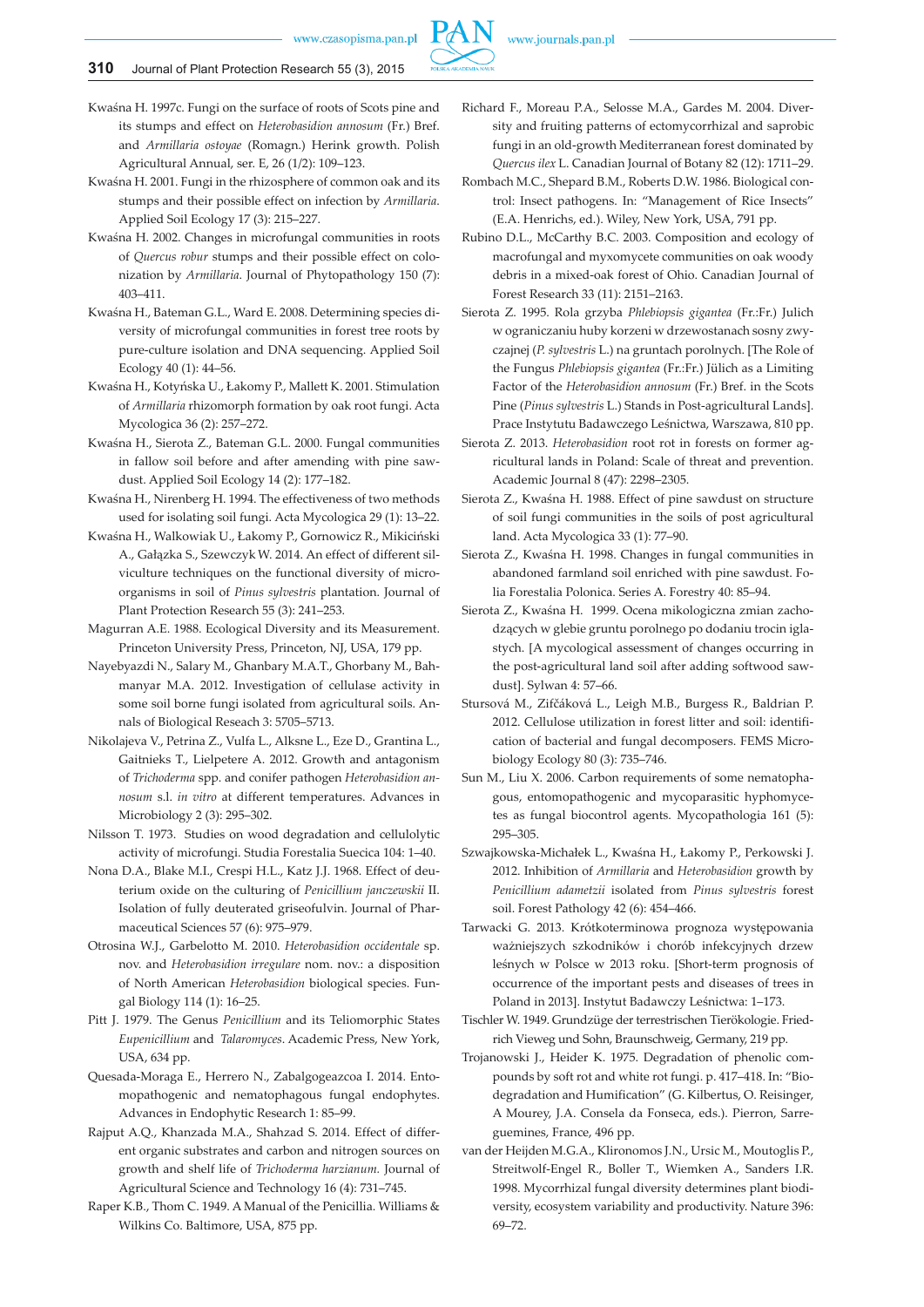Kwaśna H. 1997c. Fungi on the surface of roots of Scots pine and its stumps and effect on *Heterobasidion annosum* (Fr.) Bref. and *Armillaria ostoyae* (Romagn.) Herink growth. Polish Agricultural Annual, ser. E, 26 (1/2): 109–123.

Kwaśna H. 2001. Fungi in the rhizosphere of common oak and its stumps and their possible effect on infection by *Armillaria*. Applied Soil Ecology 17 (3): 215–227.

Kwaśna H. 2002. Changes in microfungal communities in roots of *Quercus robur* stumps and their possible effect on colonization by *Armillaria*. Journal of Phytopathology 150 (7): 403–411.

Kwaśna H., Bateman G.L., Ward E. 2008. Determining species diversity of microfungal communities in forest tree roots by pure-culture isolation and DNA sequencing. Applied Soil Ecology 40 (1): 44–56.

Kwaśna H., Kotyńska U., Łakomy P., Mallett K. 2001. Stimulation of *Armillaria* rhizomorph formation by oak root fungi. Acta Mycologica 36 (2): 257–272.

Kwaśna H., Sierota Z., Bateman G.L. 2000. Fungal communities in fallow soil before and after amending with pine sawdust. Applied Soil Ecology 14 (2): 177–182.

Kwaśna H., Nirenberg H. 1994. The effectiveness of two methods used for isolating soil fungi. Acta Mycologica 29 (1): 13–22.

Kwaśna H., Walkowiak U., Łakomy P., Gornowicz R., Mikiciński A., Gałązka S., Szewczyk W. 2014. An effect of different silviculture techniques on the functional diversity of microorganisms in soil of *Pinus sylvestris* plantation. Journal of Plant Protection Research 55 (3): 241–253.

Magurran A.E. 1988. Ecological Diversity and its Measurement. Princeton University Press, Princeton, NJ, USA, 179 pp.

Nayebyazdi N., Salary M., Ghanbary M.A.T., Ghorbany M., Bahmanyar M.A. 2012. Investigation of cellulase activity in some soil borne fungi isolated from agricultural soils. Annals of Biological Reseach 3: 5705–5713.

Nikolajeva V., Petrina Z., Vulfa L., Alksne L., Eze D., Grantina L., Gaitnieks T., Lielpetere A. 2012. Growth and antagonism of *Trichoderma* spp. and conifer pathogen *Heterobasidion annosum* s.l. *in vitro* at different temperatures. Advances in Microbiology 2 (3): 295–302.

Nilsson T. 1973. Studies on wood degradation and cellulolytic activity of microfungi. Studia Forestalia Suecica 104: 1–40.

Nona D.A., Blake M.I., Crespi H.L., Katz J.J. 1968. Effect of deuterium oxide on the culturing of *Penicillium janczewskii* II. Isolation of fully deuterated griseofulvin. Journal of Pharmaceutical Sciences 57 (6): 975–979.

Otrosina W.J., Garbelotto M. 2010. *Heterobasidion occidentale* sp. nov. and *Heterobasidion irregulare* nom. nov.: a disposition of North American *Heterobasidion* biological species. Fungal Biology 114 (1): 16–25.

Pitt J. 1979. The Genus *Penicillium* and its Teliomorphic States *Eupenicillium* and *Talaromyces*. Academic Press, New York, USA, 634 pp.

Quesada-Moraga E., Herrero N., Zabalgogeazcoa I. 2014. Entomopathogenic and nematophagous fungal endophytes. Advances in Endophytic Research 1: 85–99.

Rajput A.Q., Khanzada M.A., Shahzad S. 2014. Effect of different organic substrates and carbon and nitrogen sources on growth and shelf life of *Trichoderma harzianum*. Journal of Agricultural Science and Technology 16 (4): 731–745.

Raper K.B., Thom C. 1949. A Manual of the Penicillia. Williams & Wilkins Co. Baltimore, USA, 875 pp.

Richard F., Moreau P.A., Selosse M.A., Gardes M. 2004. Diversity and fruiting patterns of ectomycorrhizal and saprobic fungi in an old-growth Mediterranean forest dominated by *Quercus ilex* L. Canadian Journal of Botany 82 (12): 1711–29.

Rombach M.C., Shepard B.M., Roberts D.W. 1986. Biological control: Insect pathogens. In: "Management of Rice Insects" (E.A. Henrichs, ed.). Wiley, New York, USA, 791 pp.

Rubino D.L., McCarthy B.C. 2003. Composition and ecology of macrofungal and myxomycete communities on oak woody debris in a mixed-oak forest of Ohio. Canadian Journal of Forest Research 33 (11): 2151–2163.

Sierota Z. 1995. Rola grzyba *Phlebiopsis gigantea* (Fr.:Fr.) Julich w ograniczaniu huby korzeni w drzewostanach sosny zwyczajnej (*P. sylvestris* L.) na gruntach porolnych. [The Role of the Fungus *Phlebiopsis gigantea* (Fr.:Fr.) Jülich as a Limiting Factor of the *Heterobasidion annosum* (Fr.) Bref. in the Scots Pine (*Pinus sylvestris* L.) Stands in Post-agricultural Lands]. Prace Instytutu Badawczego Leśnictwa, Warszawa, 810 pp.

Sierota Z. 2013. *Heterobasidion* root rot in forests on former agricultural lands in Poland: Scale of threat and prevention. Academic Journal 8 (47): 2298–2305.

Sierota Z., Kwaśna H. 1988. Effect of pine sawdust on structure of soil fungal communities in the soils of post agricultural land. Acta Mycologica 33 (1): 77–90.

Sierota Z., Kwaśna H. 1998. Changes in fungal communities in abandoned farmland soil enriched with pine sawdust. Folia Forestalia Polonica. Series A. Forestry 40: 85–94.

Sierota Z., Kwaśna H. 1999. Ocena mikologiczna zmian zachodzących w glebie gruntu porolnego po dodaniu trocin iglastych. [A mycological assessment of changes occurring in the post-agricultural land soil after adding softwood sawdust]. Sylwan 4: 57–66.

Stursová M., Zifčáková L., Leigh M.B., Burgess R., Baldrian P. 2012. Cellulose utilization in forest litter and soil: identification of bacterial and fungal decomposers. FEMS Microbiology Ecology 80 (3): 735–746.

Sun M., Liu X. 2006. Carbon requirements of some nematophagous, entomopathogenic and mycoparasitic hyphomycetes as fungal biocontrol agents. Mycopathologia 161 (5): 295–305.

Szwajkowska-Michałek L., Kwaśna H., Łakomy P., Perkowski J. 2012. Inhibition of *Armillaria* and *Heterobasidion* growth by *Penicillium adametzii* isolated from *Pinus sylvestris* forest soil. Forest Pathology 42 (6): 454–466.

Tarwacki G. 2013. Krótkoterminowa prognoza występowania ważniejszych szkodników i chorób infekcyjnych drzew leśnych w Polsce w 2013 roku. [Short-term prognosis of occurrence of the important pests and diseases of trees in Poland in 2013]. Instytut Badawczy Leśnictwa: 1–173.

Tischler W. 1949. Grundzüge der terrestrischen Tierökologie. Friedrich Vieweg und Sohn, Braunschweig, Germany, 219 pp.

Trojanowski J., Heider K. 1975. Degradation of phenolic compounds by soft rot and white rot fungi. p. 417–418. In: "Biodegradation and Humification" (G. Kilbertus, O. Reisinger, A Mourey, J.A. Consela da Fonseca, eds.). Pierron, Sarreguemines, France, 496 pp.

van der Heijden M.G.A., Klironomos J.N., Ursic M., Moutoglis P., Streitwolf-Engel R., Boller T., Wiemken A., Sanders I.R. 1998. Mycorrhizal fungal diversity determines plant biodiversity, ecosystem variability and productivity. Nature 396: 69–72.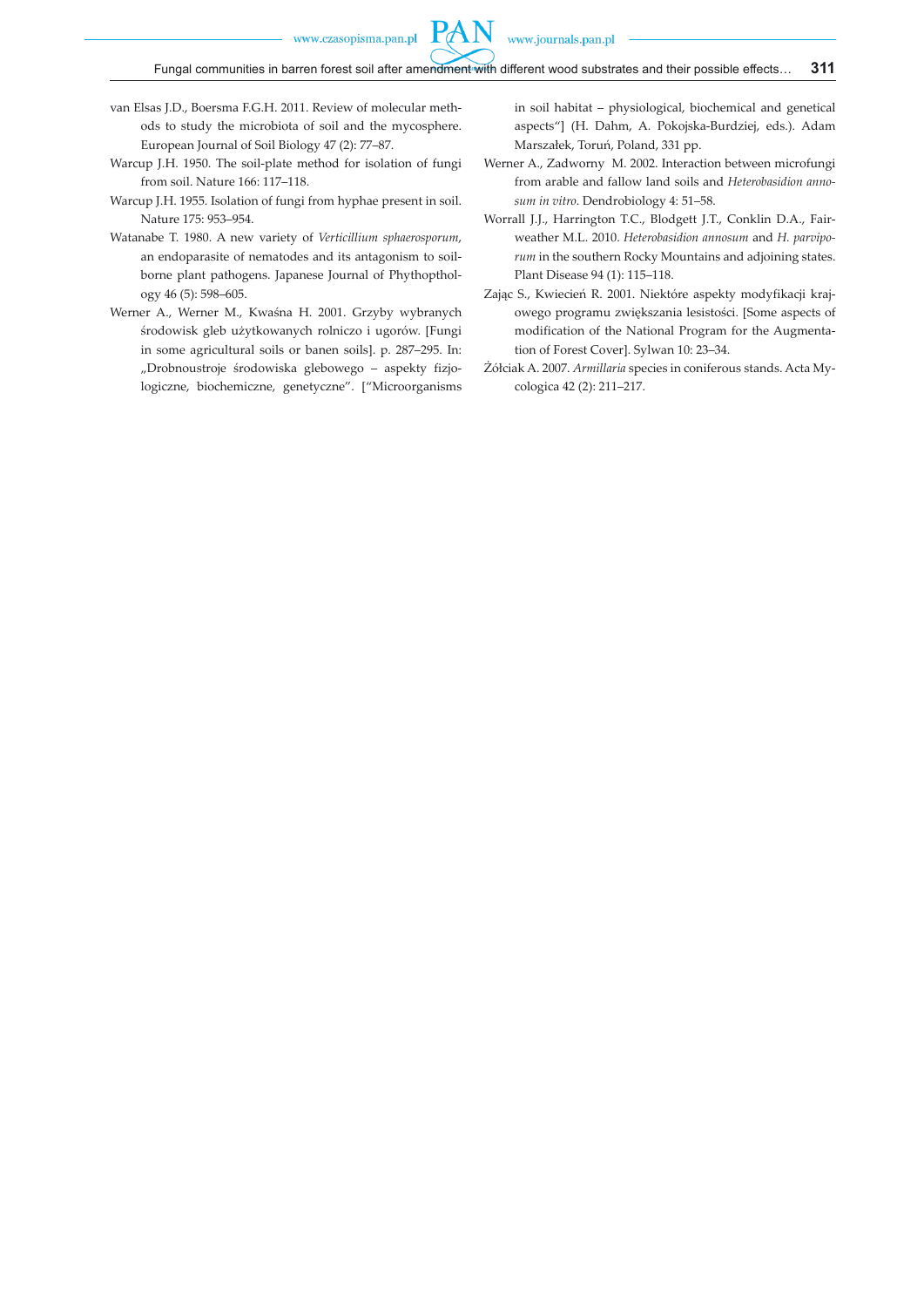van Elsas J.D., Boersma F.G.H. 2011. Review of molecular methods to study the microbiota of soil and the mycosphere. European Journal of Soil Biology 47 (2): 77–87.

Warcup J.H. 1950. The soil-plate method for isolation of fungi from soil. Nature 166: 117–118.

Warcup J.H. 1955. Isolation of fungi from hyphae present in soil. Nature 175: 953–954.

Watanabe T. 1980. A new variety of *Verticillium sphaerosporum*, an endoparasite of nematodes and its antagonism to soil-borne plant pathogens. Japanese Journal of Phythopthology 46 (5): 598–605.

Werner A., Werner M., Kwaśna H. 2001. Grzyby wybranych środowisk gleb użytkowanych rolniczo i ugorów. [Fungi in some agricultural soils or banen soils]. p. 287–295. In: „Drobnoustroje środowiska glebowego – aspekty fizjologiczne, biochemiczne, genetyczne". ["Microorganisms in soil habitat – physiological, biochemical and genetical aspects"] (H. Dahm, A. Pokojska-Burdziej, eds.). Adam Marszałek, Toruń, Poland, 331 pp.

Werner A., Zadworny M. 2002. Interaction between microfungi from arable and fallow land soils and *Heterobasidion annosum in vitro*. Dendrobiology 4: 51–58.

Worrall J.J., Harrington T.C., Blodgett J.T., Conklin D.A., Fairweather M.L. 2010. *Heterobasidion annosum* and *H. parviporum* in the southern Rocky Mountains and adjoining states. Plant Disease 94 (1): 115–118.

Zając S., Kwiecień R. 2001. Niektóre aspekty modyfikacji krajowego programu zwiększania lesistości. [Some aspects of modification of the National Program for the Augmentation of Forest Cover]. Sylwan 10: 23–34.

Żółciak A. 2007. *Armillaria* species in coniferous stands. Acta Mycologica 42 (2): 211–217.